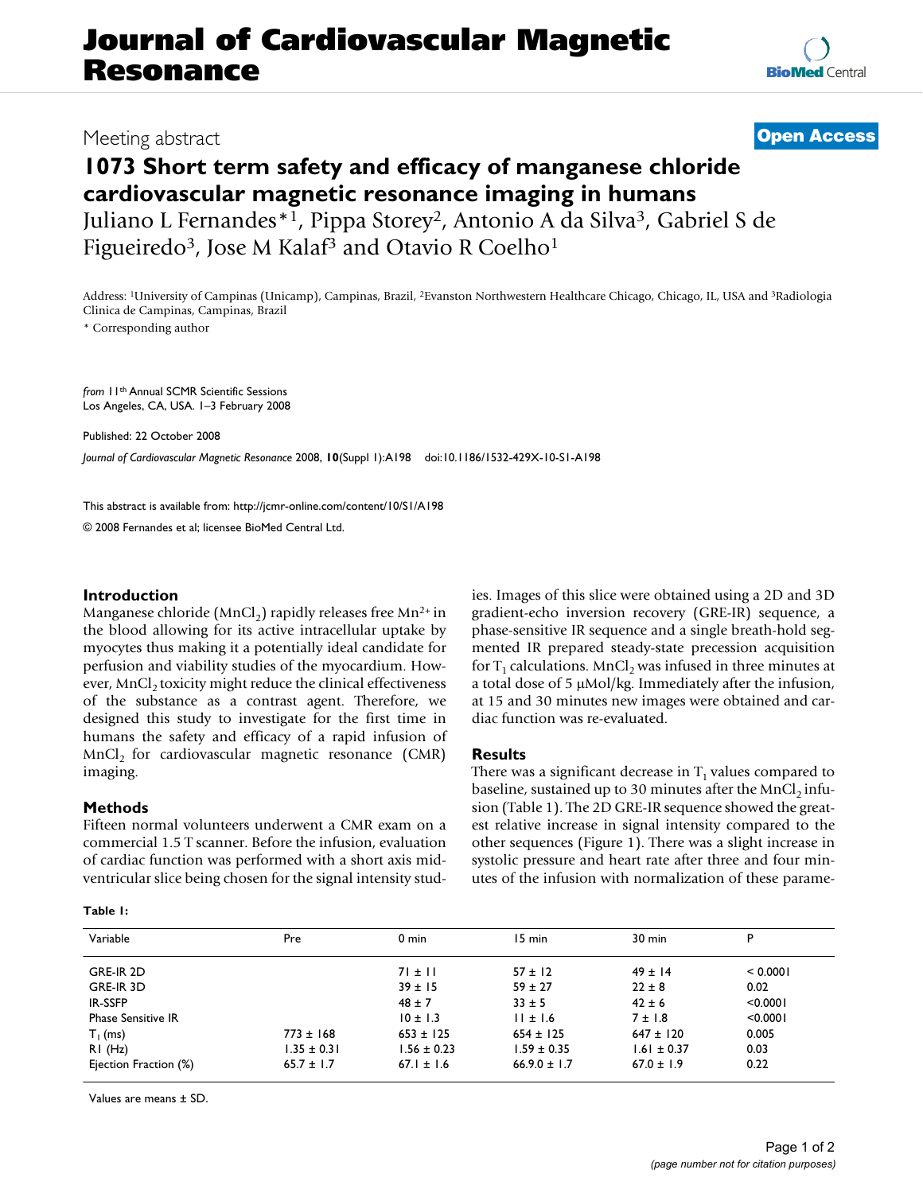# Journal of Cardiovascular Magnetic Resonance

Meeting abstract

**Open Access**

## 1073 Short term safety and efficacy of manganese chloride cardiovascular magnetic resonance imaging in humans

Juliano L Fernandes*[1], Pippa Storey[2], Antonio A da Silva[3], Gabriel S de Figueiredo[3], Jose M Kalaf[3] and Otavio R Coelho[1]

Address: [1]University of Campinas (Unicamp), Campinas, Brazil, [2]Evanston Northwestern Healthcare Chicago, Chicago, IL, USA and [3]Radiologia Clinica de Campinas, Campinas, Brazil

* Corresponding author

*from* 11th Annual SCMR Scientific Sessions
Los Angeles, CA, USA. 1–3 February 2008

Published: 22 October 2008

*Journal of Cardiovascular Magnetic Resonance* 2008, **10**(Suppl 1):A198 doi:10.1186/1532-429X-10-S1-A198

This abstract is available from: http://jcmr-online.com/content/10/S1/A198

© 2008 Fernandes et al; licensee BioMed Central Ltd.

### Introduction

Manganese chloride ($MnCl_2$) rapidly releases free $Mn^{2+}$ in the blood allowing for its active intracellular uptake by myocytes thus making it a potentially ideal candidate for perfusion and viability studies of the myocardium. However, $MnCl_2$ toxicity might reduce the clinical effectiveness of the substance as a contrast agent. Therefore, we designed this study to investigate for the first time in humans the safety and efficacy of a rapid infusion of $MnCl_2$ for cardiovascular magnetic resonance (CMR) imaging.

### Methods

Fifteen normal volunteers underwent a CMR exam on a commercial 1.5 T scanner. Before the infusion, evaluation of cardiac function was performed with a short axis mid-ventricular slice being chosen for the signal intensity studies. Images of this slice were obtained using a 2D and 3D gradient-echo inversion recovery (GRE-IR) sequence, a phase-sensitive IR sequence and a single breath-hold segmented IR prepared steady-state precession acquisition for $T_1$ calculations. $MnCl_2$ was infused in three minutes at a total dose of 5 μMol/kg. Immediately after the infusion, at 15 and 30 minutes new images were obtained and cardiac function was re-evaluated.

### Results

There was a significant decrease in $T_1$ values compared to baseline, sustained up to 30 minutes after the $MnCl_2$ infusion (Table 1). The 2D GRE-IR sequence showed the greatest relative increase in signal intensity compared to the other sequences (Figure 1). There was a slight increase in systolic pressure and heart rate after three and four minutes of the infusion with normalization of these parame-

**Table 1:**

| Variable | Pre | 0 min | 15 min | 30 min | P |
|---|---|---|---|---|---|
| GRE-IR 2D | | 71 ± 11 | 57 ± 12 | 49 ± 14 | < 0.0001 |
| GRE-IR 3D | | 39 ± 15 | 59 ± 27 | 22 ± 8 | 0.02 |
| IR-SSFP | | 48 ± 7 | 33 ± 5 | 42 ± 6 | <0.0001 |
| Phase Sensitive IR | | 10 ± 1.3 | 11 ± 1.6 | 7 ± 1.8 | <0.0001 |
| $T_1$ (ms) | 773 ± 168 | 653 ± 125 | 654 ± 125 | 647 ± 120 | 0.005 |
| R1 (Hz) | 1.35 ± 0.31 | 1.56 ± 0.23 | 1.59 ± 0.35 | 1.61 ± 0.37 | 0.03 |
| Ejection Fraction (%) | 65.7 ± 1.7 | 67.1 ± 1.6 | 66.9.0 ± 1.7 | 67.0 ± 1.9 | 0.22 |

Values are means ± SD.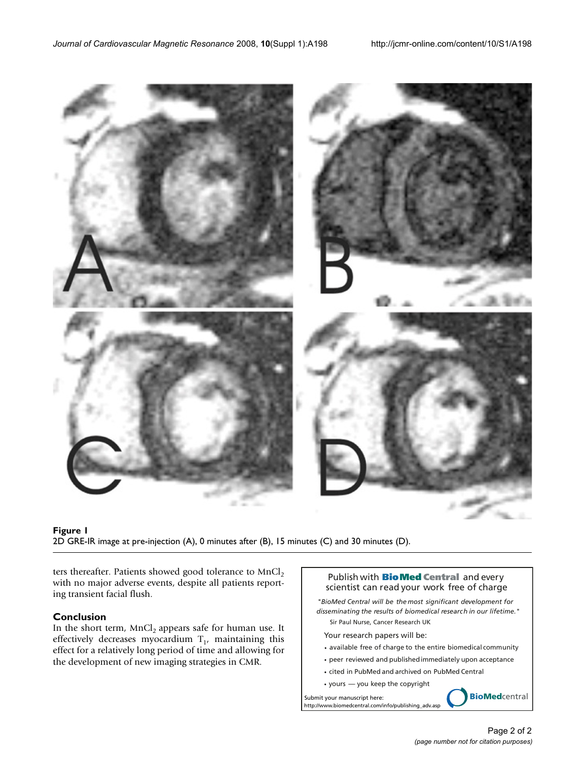**Figure 1**
2D GRE-IR image at pre-injection (A), 0 minutes after (B), 15 minutes (C) and 30 minutes (D).

ters thereafter. Patients showed good tolerance to $MnCl_2$ with no major adverse events, despite all patients reporting transient facial flush.

## Conclusion

In the short term, $MnCl_2$ appears safe for human use. It effectively decreases myocardium $T_1$, maintaining this effect for a relatively long period of time and allowing for the development of new imaging strategies in CMR.

Publish with **BioMed Central** and every scientist can read your work free of charge

*"BioMed Central will be the most significant development for disseminating the results of biomedical research in our lifetime."*
Sir Paul Nurse, Cancer Research UK

Your research papers will be:

- available free of charge to the entire biomedical community
- peer reviewed and published immediately upon acceptance
- cited in PubMed and archived on PubMed Central
- yours — you keep the copyright

Submit your manuscript here:
http://www.biomedcentral.com/info/publishing_adv.asp

BioMedcentral